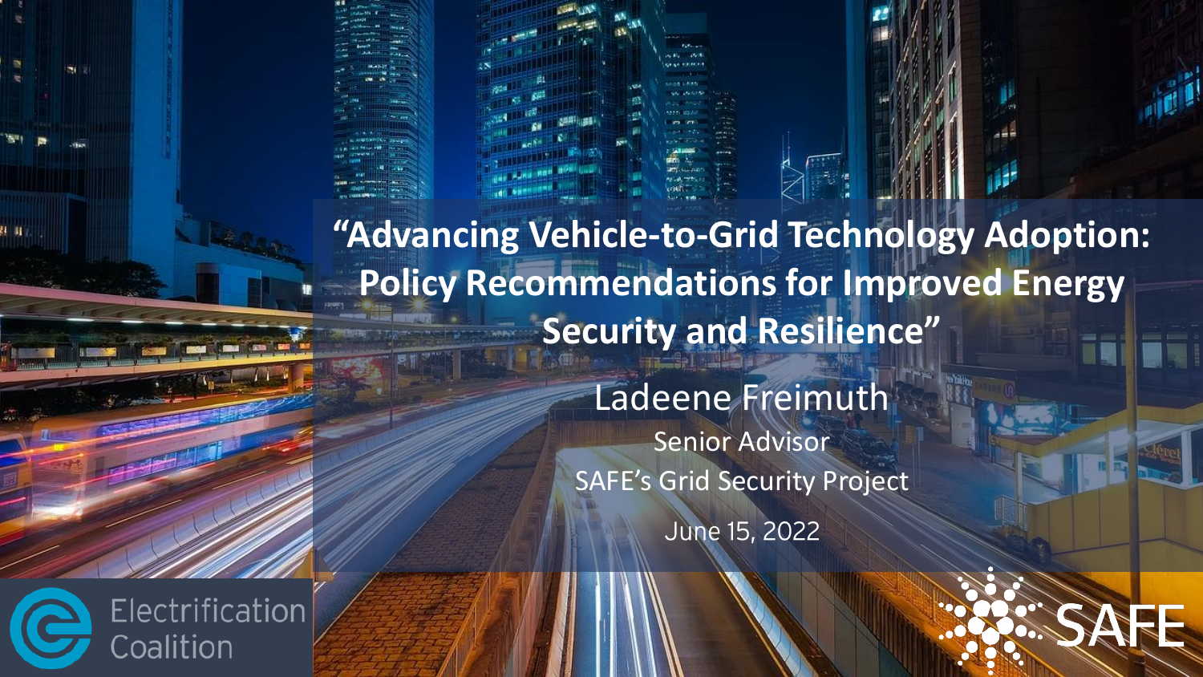# "Advancing Vehicle-to-Grid Technology Adoption: Policy Recommendations for Improved Energy Security and Resilience"

Ladeene Freimuth

Senior Advisor

SAFE's Grid Security Project

June 15, 2022

Electrification Coalition

SAFE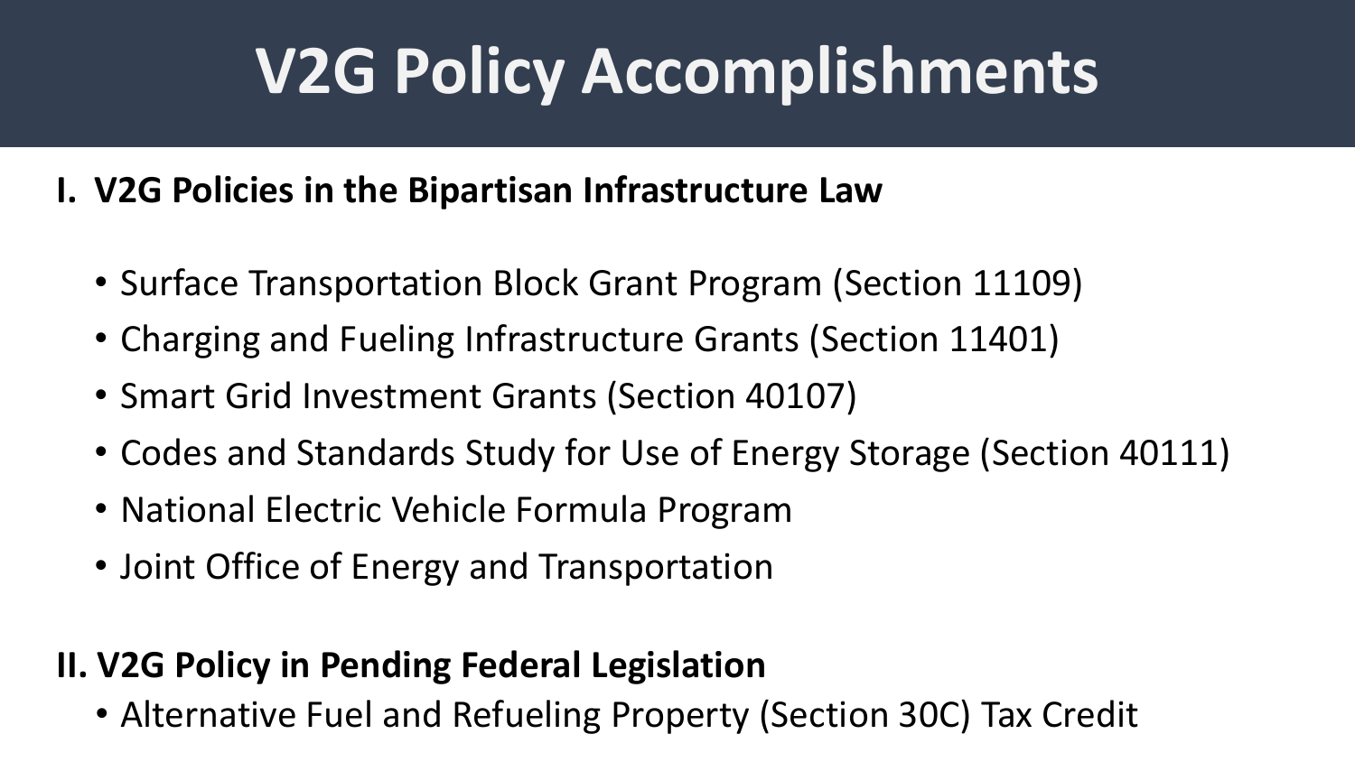# V2G Policy Accomplishments

**I. V2G Policies in the Bipartisan Infrastructure Law**

- Surface Transportation Block Grant Program (Section 11109)
- Charging and Fueling Infrastructure Grants (Section 11401)
- Smart Grid Investment Grants (Section 40107)
- Codes and Standards Study for Use of Energy Storage (Section 40111)
- National Electric Vehicle Formula Program
- Joint Office of Energy and Transportation

**II. V2G Policy in Pending Federal Legislation**

- Alternative Fuel and Refueling Property (Section 30C) Tax Credit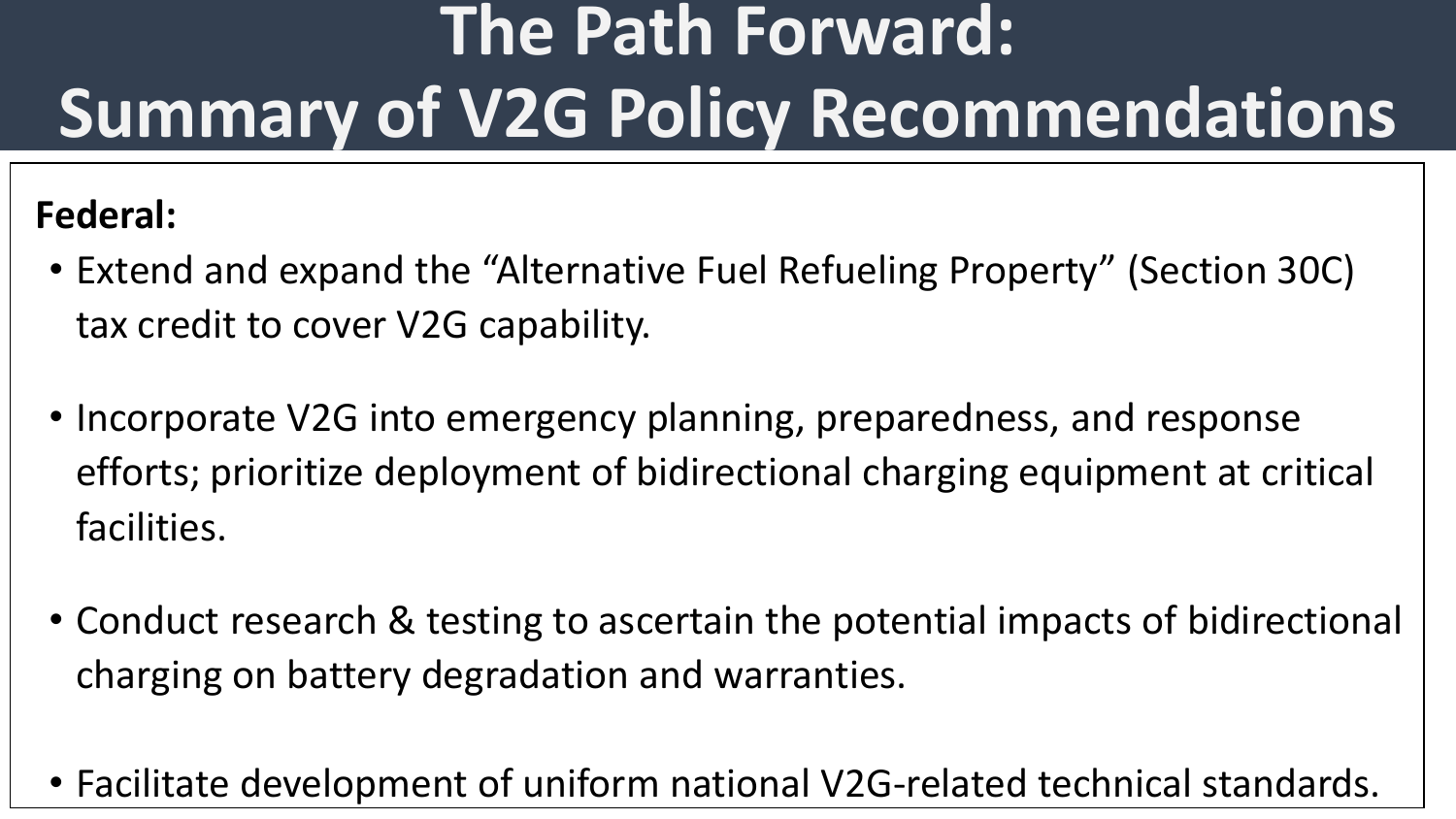# The Path Forward: Summary of V2G Policy Recommendations

**Federal:**

- Extend and expand the "Alternative Fuel Refueling Property" (Section 30C) tax credit to cover V2G capability.
- Incorporate V2G into emergency planning, preparedness, and response efforts; prioritize deployment of bidirectional charging equipment at critical facilities.
- Conduct research & testing to ascertain the potential impacts of bidirectional charging on battery degradation and warranties.
- Facilitate development of uniform national V2G-related technical standards.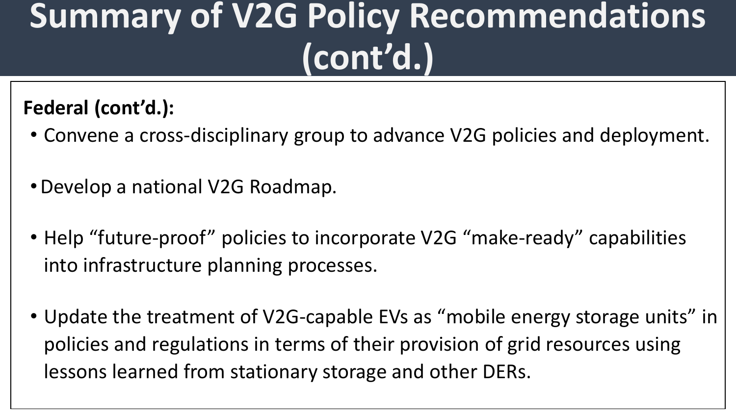# Summary of V2G Policy Recommendations (cont'd.)

**Federal (cont'd.):**

- Convene a cross-disciplinary group to advance V2G policies and deployment.
- Develop a national V2G Roadmap.
- Help "future-proof" policies to incorporate V2G "make-ready" capabilities into infrastructure planning processes.
- Update the treatment of V2G-capable EVs as "mobile energy storage units" in policies and regulations in terms of their provision of grid resources using lessons learned from stationary storage and other DERs.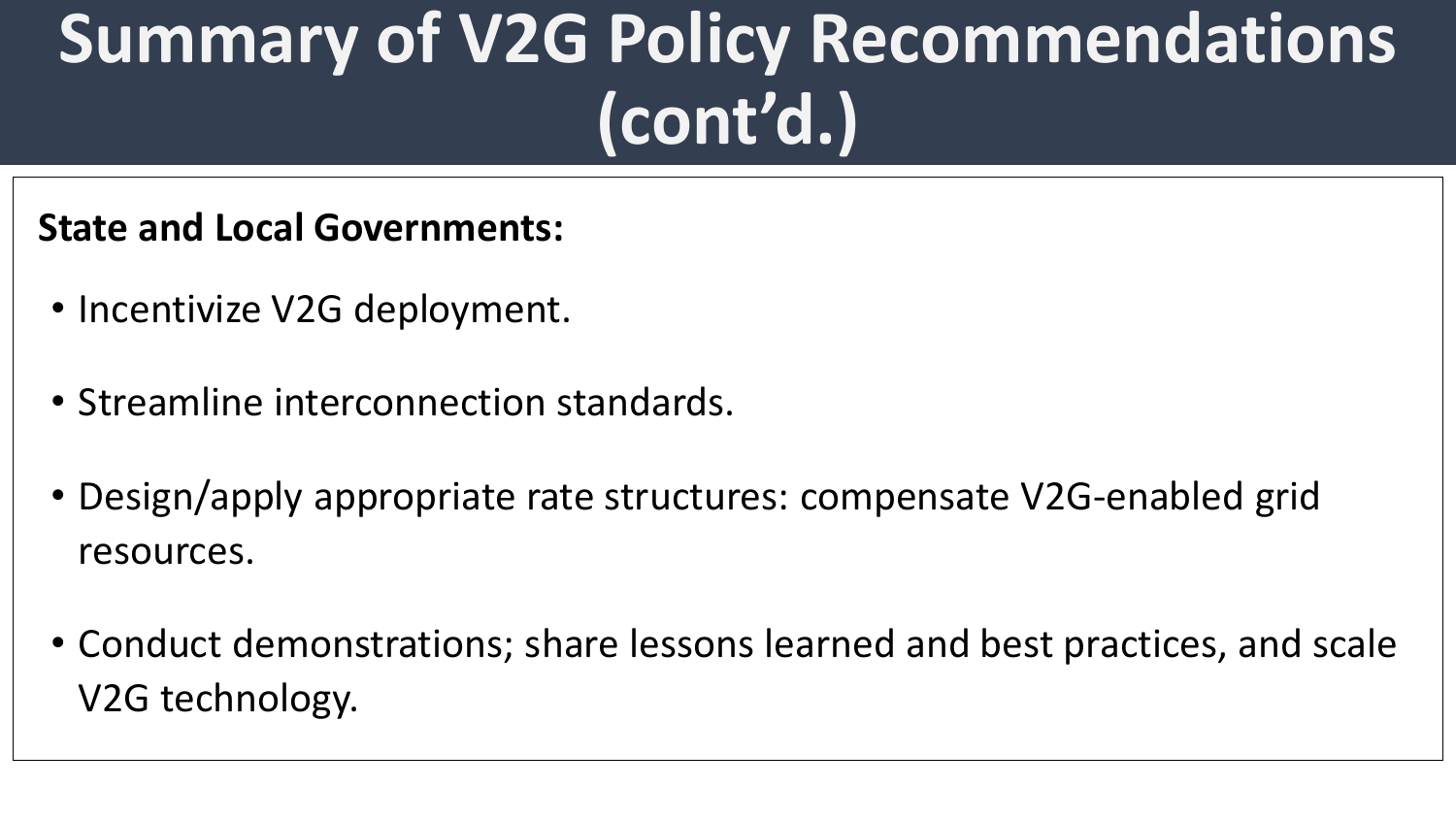# Summary of V2G Policy Recommendations (cont'd.)

**State and Local Governments:**

- Incentivize V2G deployment.
- Streamline interconnection standards.
- Design/apply appropriate rate structures: compensate V2G-enabled grid resources.
- Conduct demonstrations; share lessons learned and best practices, and scale V2G technology.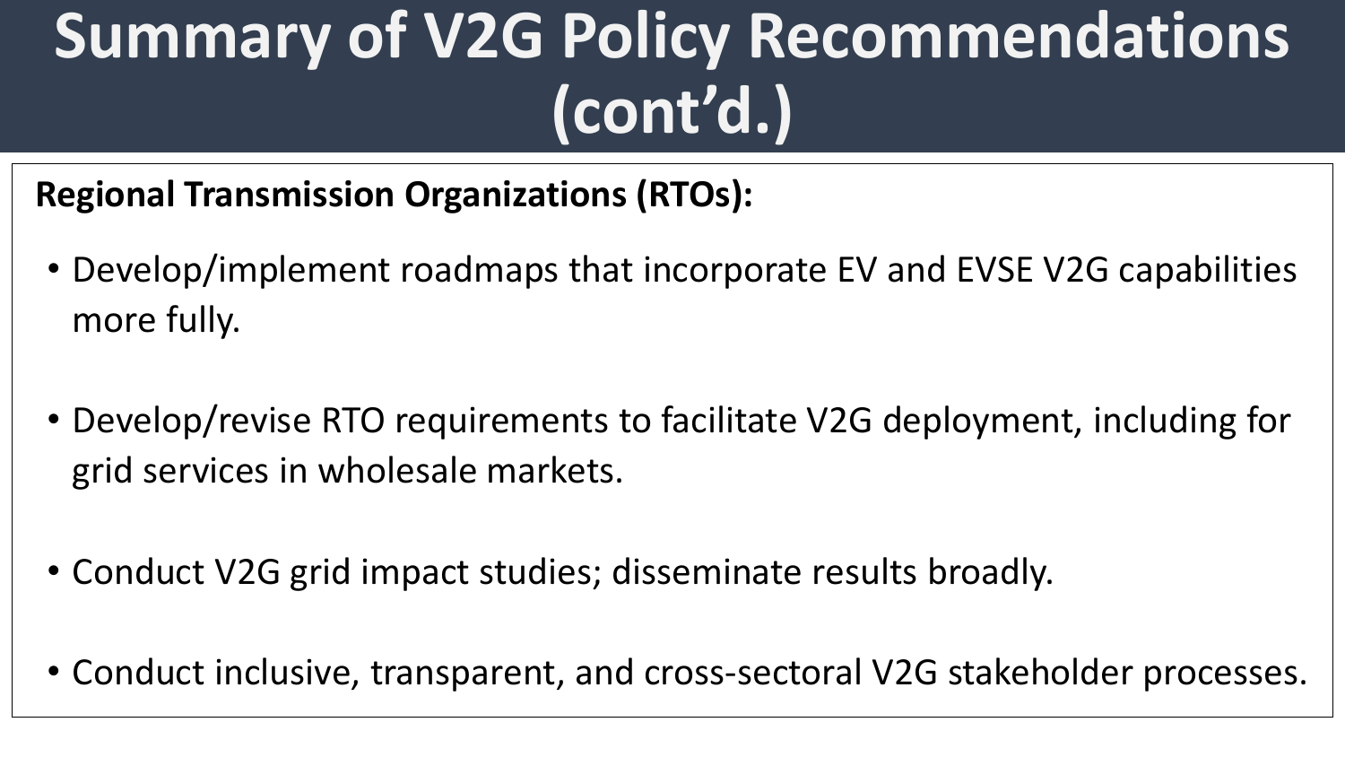# Summary of V2G Policy Recommendations (cont'd.)

**Regional Transmission Organizations (RTOs):**

- Develop/implement roadmaps that incorporate EV and EVSE V2G capabilities more fully.
- Develop/revise RTO requirements to facilitate V2G deployment, including for grid services in wholesale markets.
- Conduct V2G grid impact studies; disseminate results broadly.
- Conduct inclusive, transparent, and cross-sectoral V2G stakeholder processes.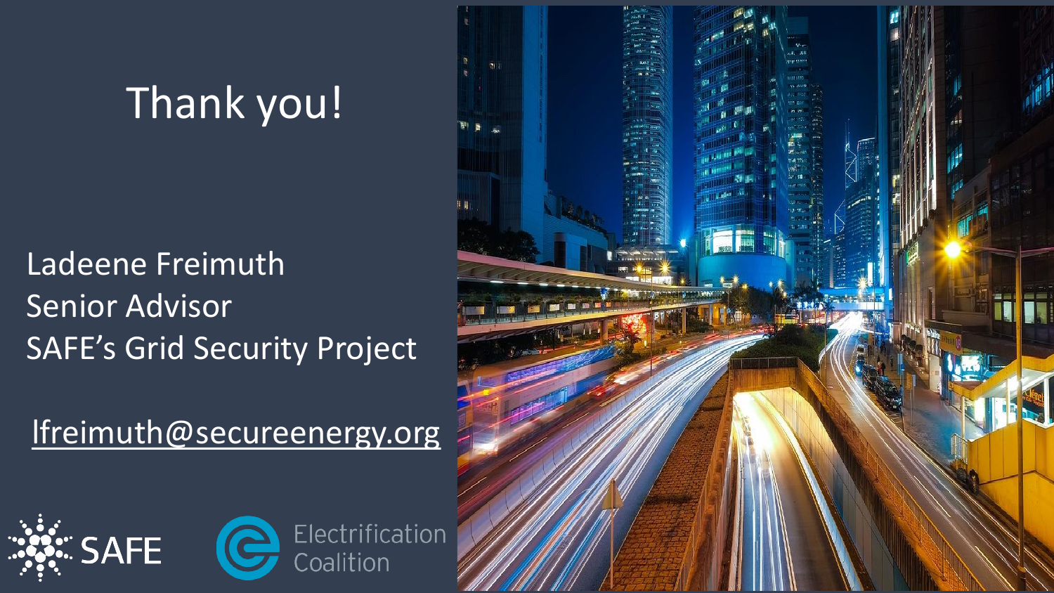# Thank you!

Ladeene Freimuth
Senior Advisor
SAFE's Grid Security Project

lfreimuth@secureenergy.org

SAFE

Electrification Coalition